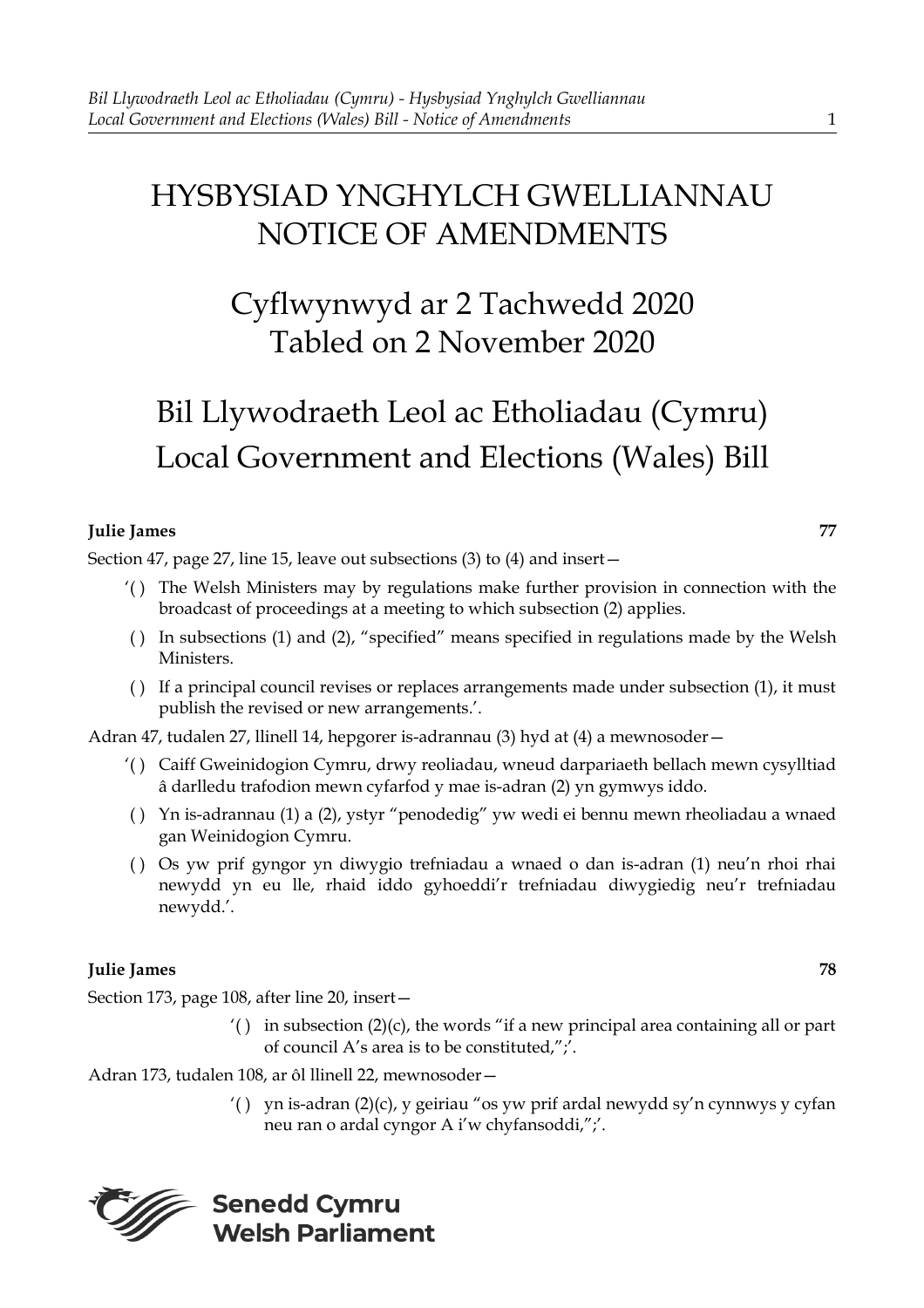# HYSBYSIAD YNGHYLCH GWELLIANNAU
# NOTICE OF AMENDMENTS

## Cyflwynwyd ar 2 Tachwedd 2020
## Tabled on 2 November 2020

## Bil Llywodraeth Leol ac Etholiadau (Cymru)
## Local Government and Elections (Wales) Bill

**Julie James** **77**

Section 47, page 27, line 15, leave out subsections (3) to (4) and insert—

> ‘( ) The Welsh Ministers may by regulations make further provision in connection with the broadcast of proceedings at a meeting to which subsection (2) applies.
>
> ( ) In subsections (1) and (2), “specified” means specified in regulations made by the Welsh Ministers.
>
> ( ) If a principal council revises or replaces arrangements made under subsection (1), it must publish the revised or new arrangements.’.

Adran 47, tudalen 27, llinell 14, hepgorer is-adrannau (3) hyd at (4) a mewnosoder—

> ‘( ) Caiff Gweinidogion Cymru, drwy reoliadau, wneud darpariaeth bellach mewn cysylltiad â darlledu trafodion mewn cyfarfod y mae is-adran (2) yn gymwys iddo.
>
> ( ) Yn is-adrannau (1) a (2), ystyr “penodedig” yw wedi ei bennu mewn rheoliadau a wnaed gan Weinidogion Cymru.
>
> ( ) Os yw prif gyngor yn diwygio trefniadau a wnaed o dan is-adran (1) neu’n rhoi rhai newydd yn eu lle, rhaid iddo gyhoeddi’r trefniadau diwygiedig neu’r trefniadau newydd.’.

**Julie James** **78**

Section 173, page 108, after line 20, insert—

> ‘( ) in subsection (2)(c), the words “if a new principal area containing all or part of council A’s area is to be constituted,”;’.

Adran 173, tudalen 108, ar ôl llinell 22, mewnosoder—

> ‘( ) yn is-adran (2)(c), y geiriau “os yw prif ardal newydd sy’n cynnwys y cyfan neu ran o ardal cyngor A i’w chyfansoddi,”;’.

**Senedd Cymru**
**Welsh Parliament**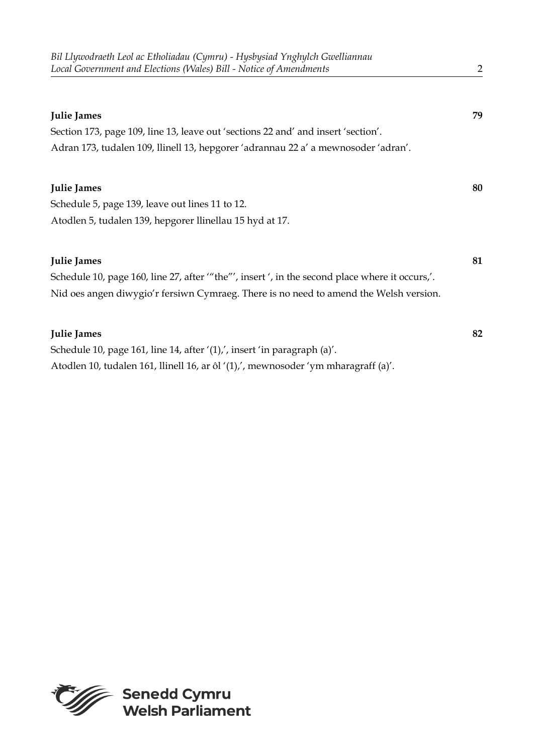**Julie James** **79**

Section 173, page 109, line 13, leave out 'sections 22 and' and insert 'section'.

Adran 173, tudalen 109, llinell 13, hepgorer 'adrannau 22 a' a mewnosoder 'adran'.

**Julie James** **80**

Schedule 5, page 139, leave out lines 11 to 12.

Atodlen 5, tudalen 139, hepgorer llinellau 15 hyd at 17.

**Julie James** **81**

Schedule 10, page 160, line 27, after '"the"', insert ', in the second place where it occurs,'.

Nid oes angen diwygio'r fersiwn Cymraeg. There is no need to amend the Welsh version.

**Julie James** **82**

Schedule 10, page 161, line 14, after '(1),', insert 'in paragraph (a)'.

Atodlen 10, tudalen 161, llinell 16, ar ôl '(1),', mewnosoder 'ym mharagraff (a)'.

Senedd Cymru
Welsh Parliament